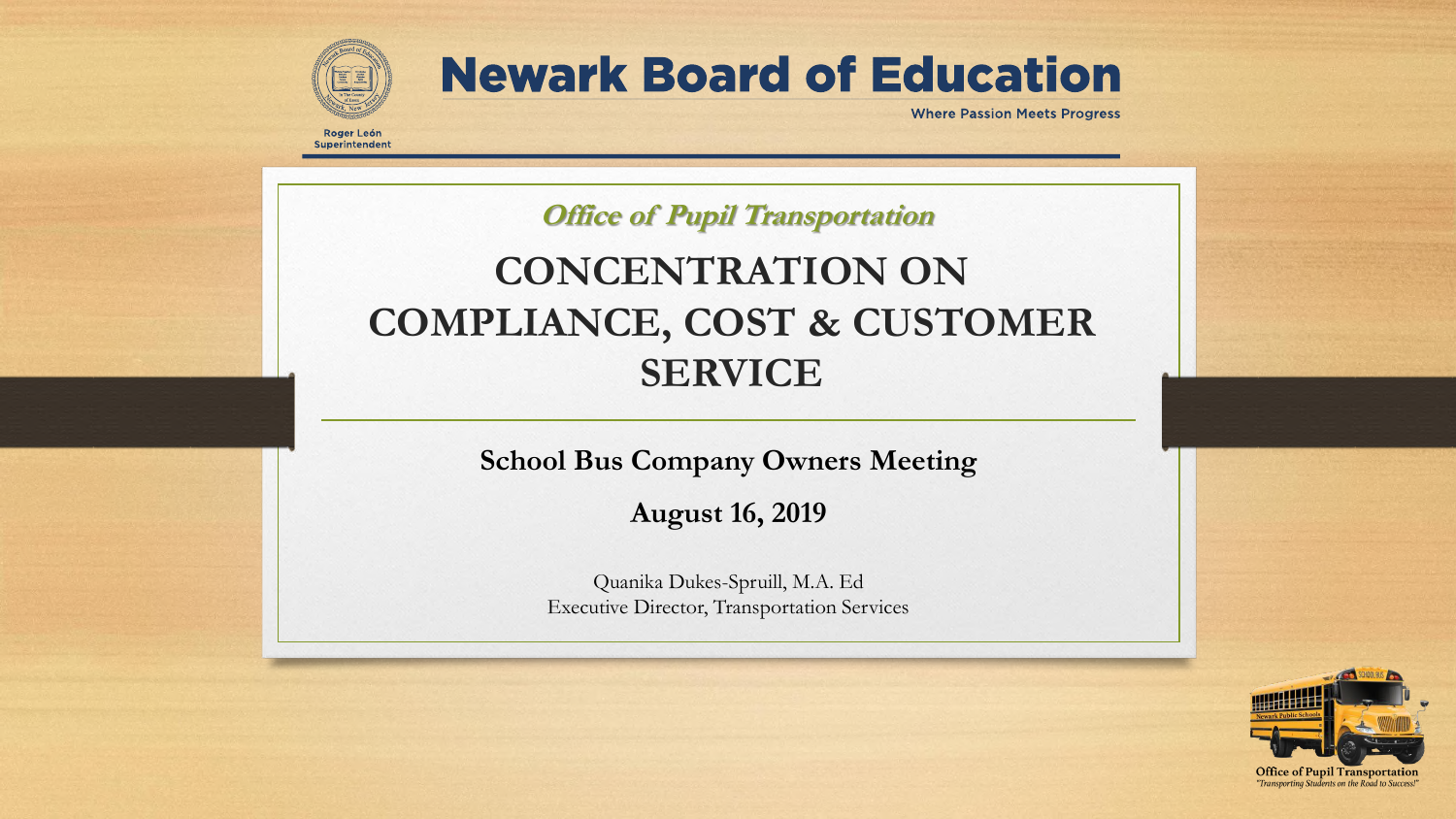Roger León
Superintendent

# Newark Board of Education

Where Passion Meets Progress

***Office of Pupil Transportation***

# CONCENTRATION ON COMPLIANCE, COST & CUSTOMER SERVICE

**School Bus Company Owners Meeting**

**August 16, 2019**

Quanika Dukes-Spruill, M.A. Ed
Executive Director, Transportation Services

Office of Pupil Transportation
*"Transporting Students on the Road to Success!"*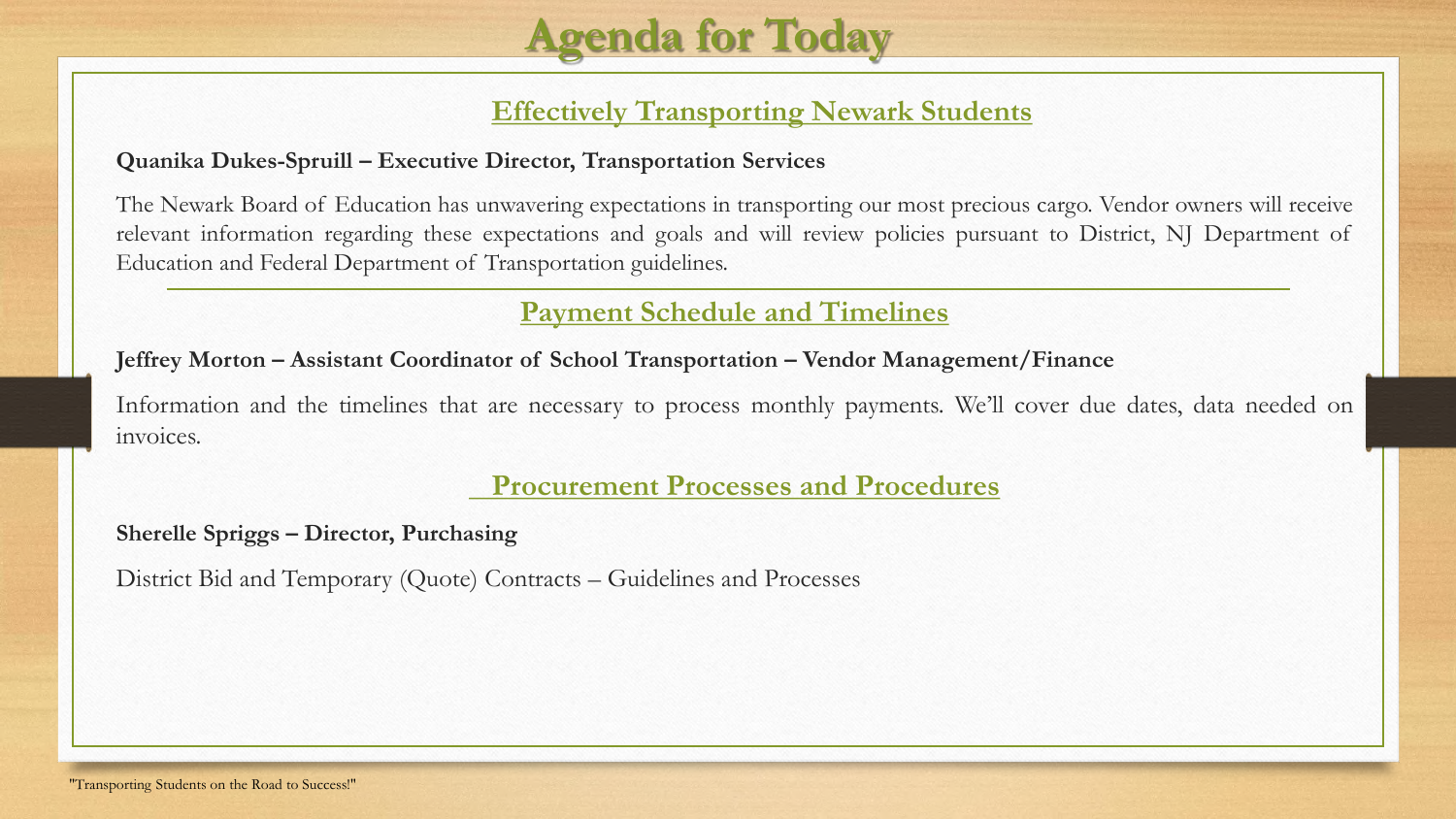# Agenda for Today

## Effectively Transporting Newark Students

**Quanika Dukes-Spruill – Executive Director, Transportation Services**

The Newark Board of Education has unwavering expectations in transporting our most precious cargo. Vendor owners will receive relevant information regarding these expectations and goals and will review policies pursuant to District, NJ Department of Education and Federal Department of Transportation guidelines.

---

## Payment Schedule and Timelines

**Jeffrey Morton – Assistant Coordinator of School Transportation – Vendor Management/Finance**

Information and the timelines that are necessary to process monthly payments. We'll cover due dates, data needed on invoices.

## Procurement Processes and Procedures

**Sherelle Spriggs – Director, Purchasing**

District Bid and Temporary (Quote) Contracts – Guidelines and Processes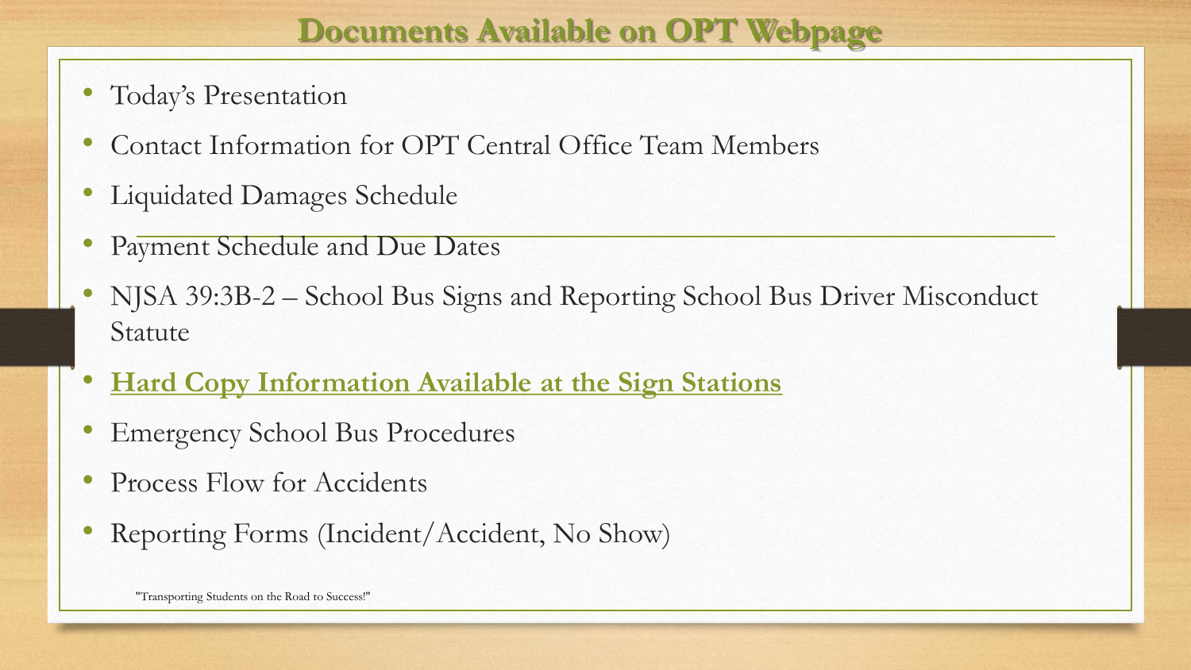# Documents Available on OPT Webpage

- Today's Presentation
- Contact Information for OPT Central Office Team Members
- Liquidated Damages Schedule
- Payment Schedule and Due Dates
- NJSA 39:3B-2 – School Bus Signs and Reporting School Bus Driver Misconduct Statute
- **Hard Copy Information Available at the Sign Stations**
- Emergency School Bus Procedures
- Process Flow for Accidents
- Reporting Forms (Incident/Accident, No Show)

"Transporting Students on the Road to Success!"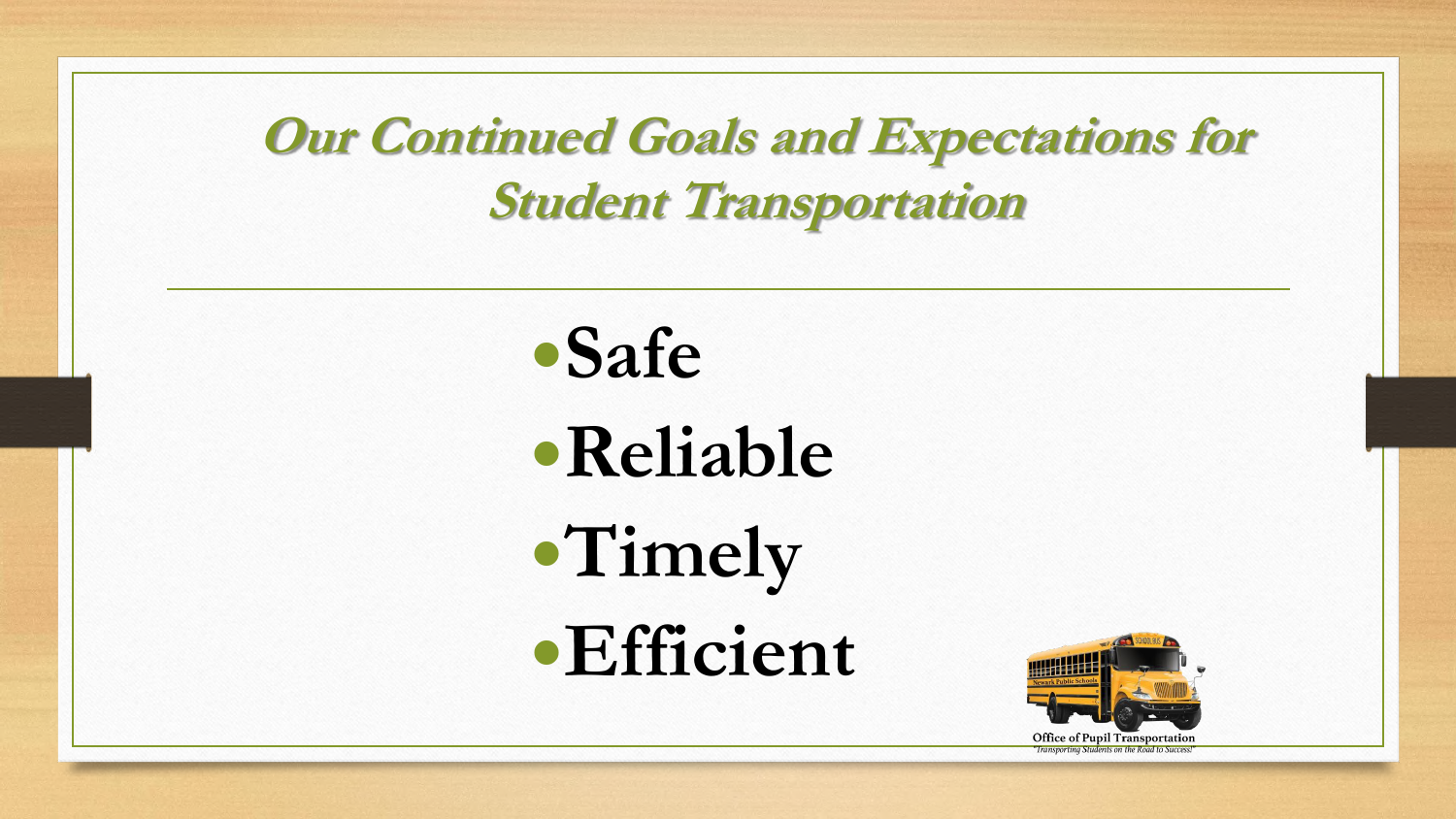# Our Continued Goals and Expectations for Student Transportation

- **Safe**
- **Reliable**
- **Timely**
- **Efficient**

Office of Pupil Transportation
*"Transporting Students on the Road to Success!"*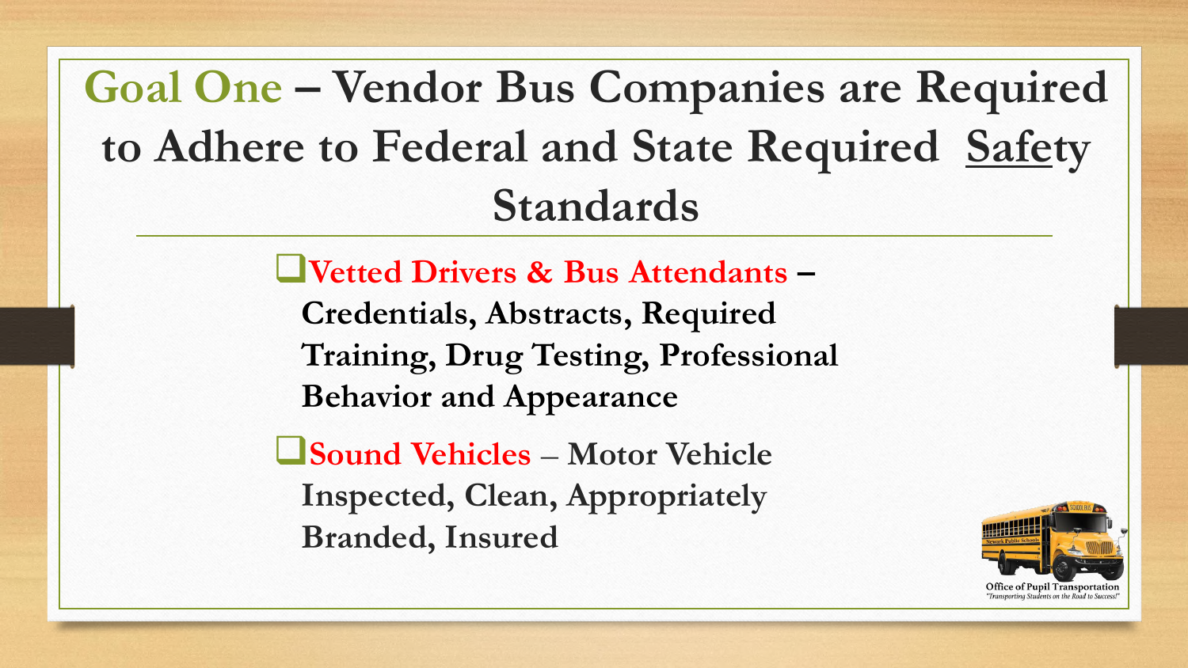# Goal One – Vendor Bus Companies are Required to Adhere to Federal and State Required Safety Standards

- **Vetted Drivers & Bus Attendants – Credentials, Abstracts, Required Training, Drug Testing, Professional Behavior and Appearance**
- **Sound Vehicles – Motor Vehicle Inspected, Clean, Appropriately Branded, Insured**

Office of Pupil Transportation
*"Transporting Students on the Road to Success!"*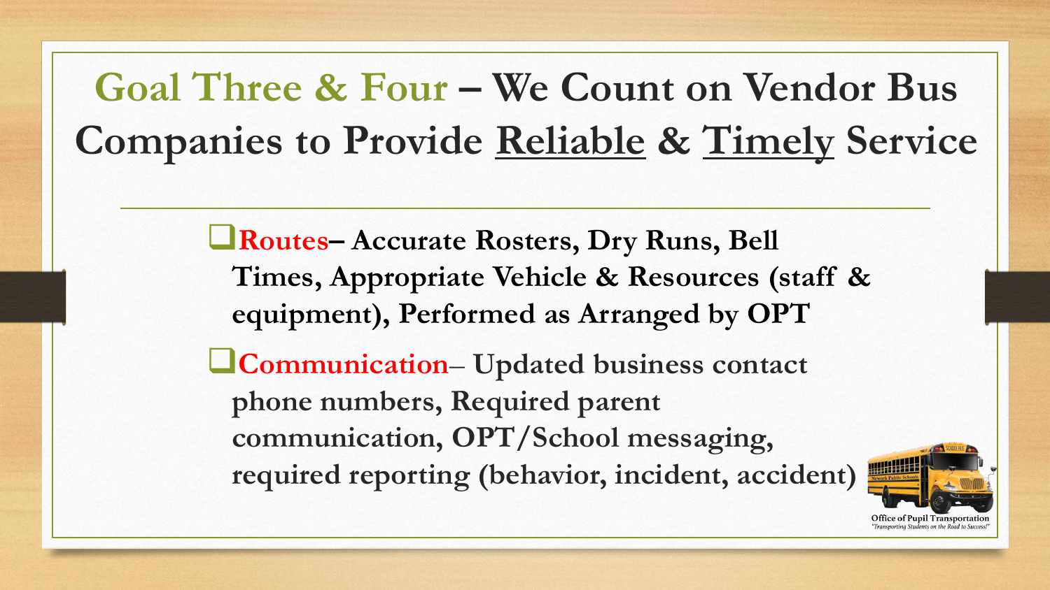# Goal Three & Four – We Count on Vendor Bus Companies to Provide Reliable & Timely Service

- **Routes– Accurate Rosters, Dry Runs, Bell Times, Appropriate Vehicle & Resources (staff & equipment), Performed as Arranged by OPT**
- **Communication– Updated business contact phone numbers, Required parent communication, OPT/School messaging, required reporting (behavior, incident, accident)**

Office of Pupil Transportation
*"Transporting Students on the Road to Success!"*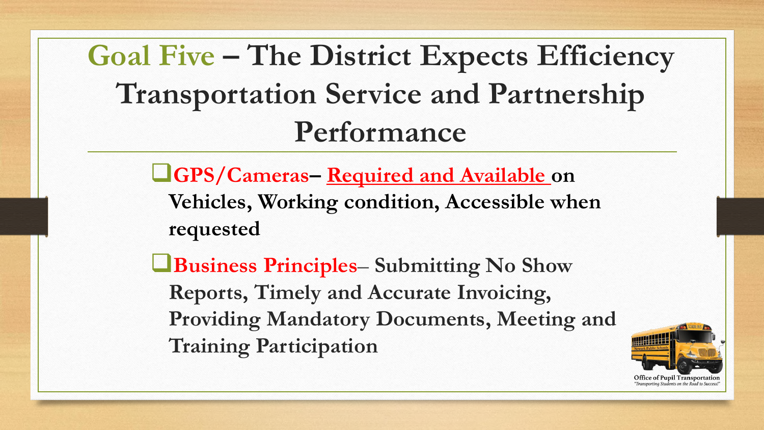# Goal Five – The District Expects Efficiency Transportation Service and Partnership Performance

- **GPS/Cameras– Required and Available on Vehicles, Working condition, Accessible when requested**
- **Business Principles– Submitting No Show Reports, Timely and Accurate Invoicing, Providing Mandatory Documents, Meeting and Training Participation**

Office of Pupil Transportation
*"Transporting Students on the Road to Success!"*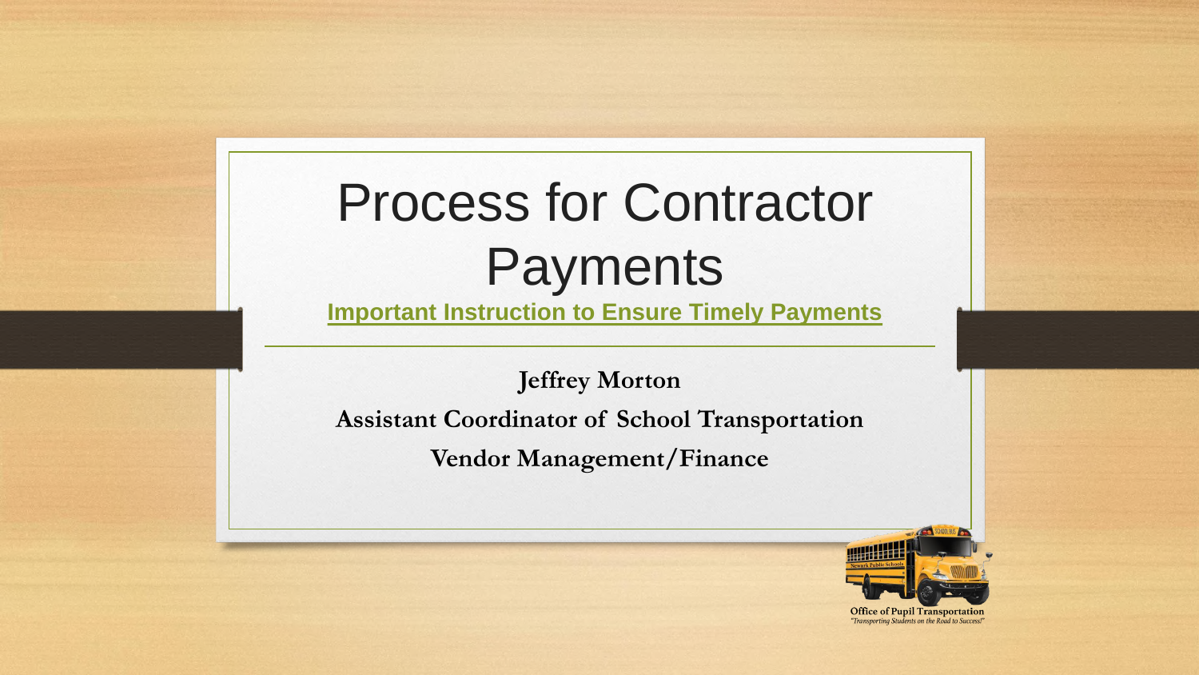# Process for Contractor Payments

## Important Instruction to Ensure Timely Payments

**Jeffrey Morton**

**Assistant Coordinator of School Transportation**

**Vendor Management/Finance**

Office of Pupil Transportation

*"Transporting Students on the Road to Success!"*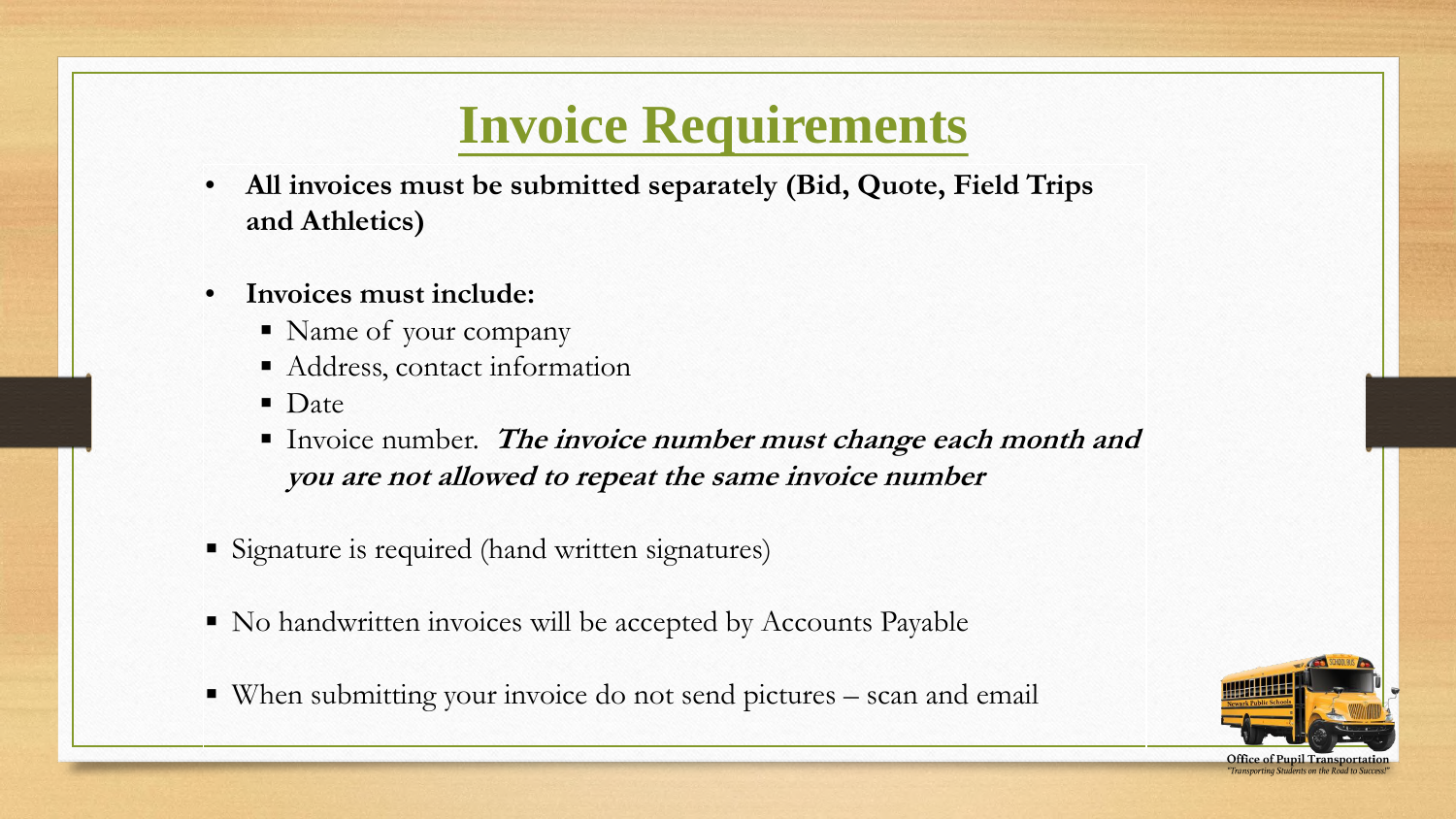# Invoice Requirements

- **All invoices must be submitted separately (Bid, Quote, Field Trips and Athletics)**
- **Invoices must include:**
  - Name of your company
  - Address, contact information
  - Date
  - Invoice number. ***The invoice number must change each month and you are not allowed to repeat the same invoice number***

- Signature is required (hand written signatures)
- No handwritten invoices will be accepted by Accounts Payable
- When submitting your invoice do not send pictures – scan and email

Office of Pupil Transportation
"Transporting Students on the Road to Success!"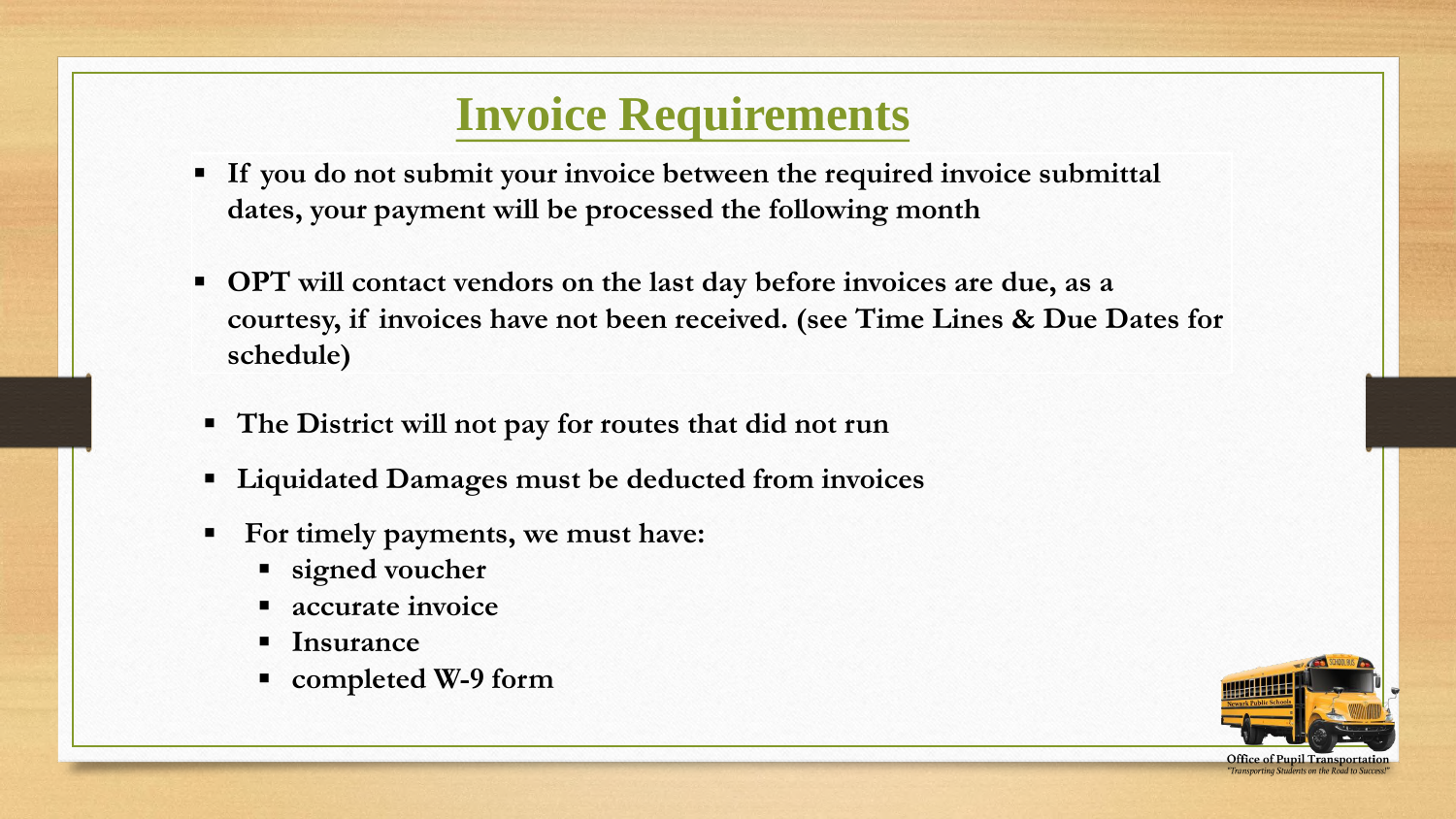# Invoice Requirements

- **If you do not submit your invoice between the required invoice submittal dates, your payment will be processed the following month**
- **OPT will contact vendors on the last day before invoices are due, as a courtesy, if invoices have not been received. (see Time Lines & Due Dates for schedule)**
- **The District will not pay for routes that did not run**
- **Liquidated Damages must be deducted from invoices**
- **For timely payments, we must have:**
  - **signed voucher**
  - **accurate invoice**
  - **Insurance**
  - **completed W-9 form**

Office of Pupil Transportation
*"Transporting Students on the Road to Success!"*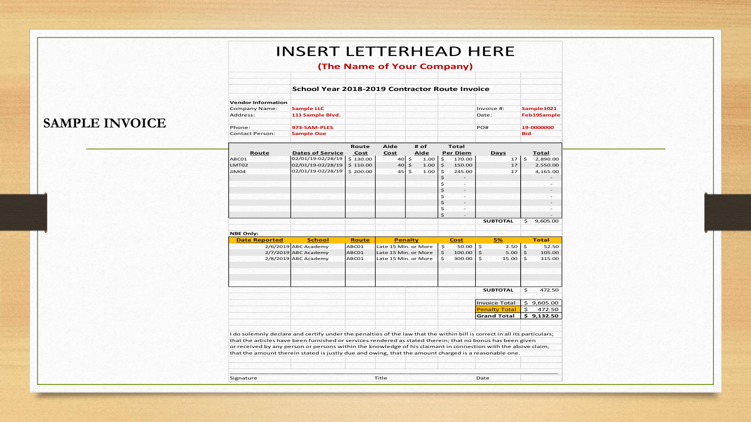# SAMPLE INVOICE

## INSERT LETTERHEAD HERE

**(The Name of Your Company)**

### School Year 2018-2019 Contractor Route Invoice

**Vendor Information**

| | | | |
|---|---|---|---|
| Company Name: | Sample LLC | Invoice #: | Sample1021 |
| Address: | 111 Sample Blvd. | Date: | Feb19Sample |
| Phone: | 973-SAM-PLES | PO# | 19-0000000 |
| Contact Person: | Sample Doe | | Bid |

| Route | Dates of Service | Route Cost | Aide Cost | # of Aide | Total Per Diem | Days | Total |
|---|---|---|---|---|---|---|---|
| ABC01 | 02/01/19-02/28/19 | $ 130.00 | 40 | $ 1.00 | $ 170.00 | 17 | $ 2,890.00 |
| LMT02 | 02/01/19-02/28/19 | $ 110.00 | 40 | $ 1.00 | $ 150.00 | 17 | 2,550.00 |
| JJM04 | 02/01/19-02/28/19 | $ 200.00 | 45 | $ 1.00 | $ 245.00 | 17 | 4,165.00 |
| | | | | | $ - | | - |
| | | | | | $ - | | - |
| | | | | | $ - | | - |
| | | | | | $ - | | - |
| | | | | | $ - | | - |
| | | | | | $ - | | - |
| | | | | | $ - | | - |
| | | | | | | SUBTOTAL | $ 9,605.00 |

**NBE Only:**

| Date Reported | School | Route | Penalty | Cost | 5% | Total |
|---|---|---|---|---|---|---|
| 2/6/2019 | ABC Academy | ABC01 | Late 15 Min. or More | $ 50.00 | $ 2.50 | $ 52.50 |
| 2/7/2019 | ABC Academy | ABC01 | Late 15 Min. or More | $ 100.00 | $ 5.00 | $ 105.00 |
| 2/8/2019 | ABC Academy | ABC01 | Late 15 Min. or More | $ 300.00 | $ 15.00 | $ 315.00 |
| | | | | | SUBTOTAL | $ 472.50 |

| | |
|---|---|
| Invoice Total | $ 9,605.00 |
| Penalty Total | $ 472.50 |
| **Grand Total** | **$ 9,132.50** |

I do solemnly declare and certify under the penalties of the law that the within bill is correct in all its particulars; that the articles have been furnished or services rendered as stated therein; that no bonus has been given or received by any person or persons within the knowledge of his claimant in connection with the above claim, that the amount therein stated is justly due and owing, that the amount charged is a reasonable one.

Signature Title Date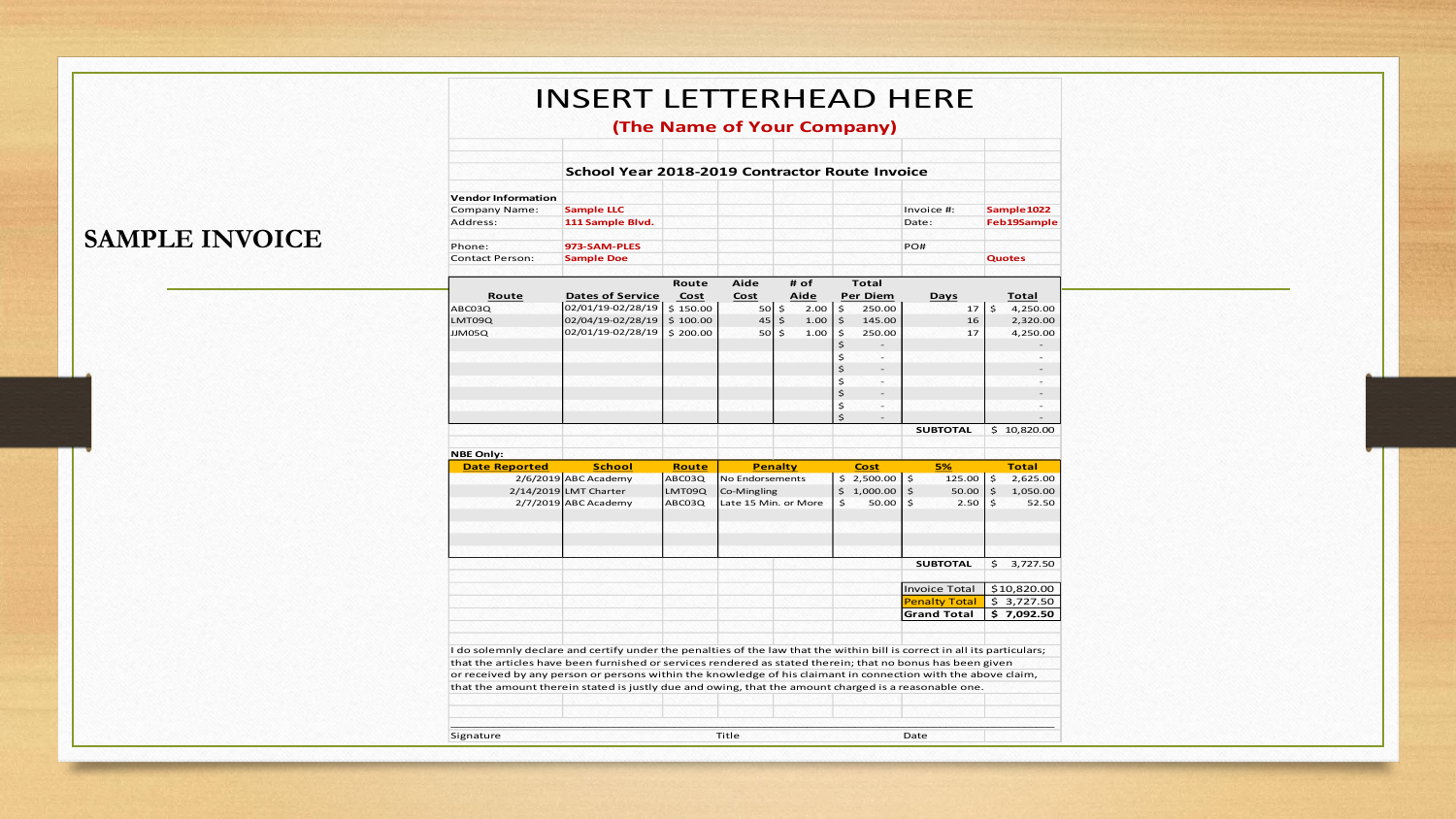# SAMPLE INVOICE

# INSERT LETTERHEAD HERE

**(The Name of Your Company)**

**School Year 2018-2019 Contractor Route Invoice**

**Vendor Information**

| | | | |
|---|---|---|---|
| Company Name: | **Sample LLC** | Invoice #: | **Sample1022** |
| Address: | **111 Sample Blvd.** | Date: | **Feb19Sample** |
| Phone: | **973-SAM-PLES** | PO# | |
| Contact Person: | **Sample Doe** | | **Quotes** |

| Route | Dates of Service | Route Cost | Aide Cost | # of Aide | Total Per Diem | Days | Total |
|---|---|---|---|---|---|---|---|
| ABC03Q | 02/01/19-02/28/19 | $ 150.00 | 50 | $ 2.00 | $ 250.00 | 17 | $ 4,250.00 |
| LMT09Q | 02/04/19-02/28/19 | $ 100.00 | 45 | $ 1.00 | $ 145.00 | 16 | 2,320.00 |
| JJM05Q | 02/01/19-02/28/19 | $ 200.00 | 50 | $ 1.00 | $ 250.00 | 17 | 4,250.00 |
| | | | | | $ - | | - |
| | | | | | $ - | | - |
| | | | | | $ - | | - |
| | | | | | $ - | | - |
| | | | | | $ - | | - |
| | | | | | $ - | | - |
| | | | | | $ - | | - |
| | | | | | | **SUBTOTAL** | $ 10,820.00 |

**NBE Only:**

| Date Reported | School | Route | Penalty | Cost | 5% | Total |
|---|---|---|---|---|---|---|
| 2/6/2019 | ABC Academy | ABC03Q | No Endorsements | $ 2,500.00 | $ 125.00 | $ 2,625.00 |
| 2/14/2019 | LMT Charter | LMT09Q | Co-Mingling | $ 1,000.00 | $ 50.00 | $ 1,050.00 |
| 2/7/2019 | ABC Academy | ABC03Q | Late 15 Min. or More | $ 50.00 | $ 2.50 | $ 52.50 |
| | | | | | **SUBTOTAL** | $ 3,727.50 |

| | |
|---|---|
| Invoice Total | $10,820.00 |
| Penalty Total | $ 3,727.50 |
| **Grand Total** | **$ 7,092.50** |

I do solemnly declare and certify under the penalties of the law that the within bill is correct in all its particulars; that the articles have been furnished or services rendered as stated therein; that no bonus has been given or received by any person or persons within the knowledge of his claimant in connection with the above claim, that the amount therein stated is justly due and owing, that the amount charged is a reasonable one.

Signature Title Date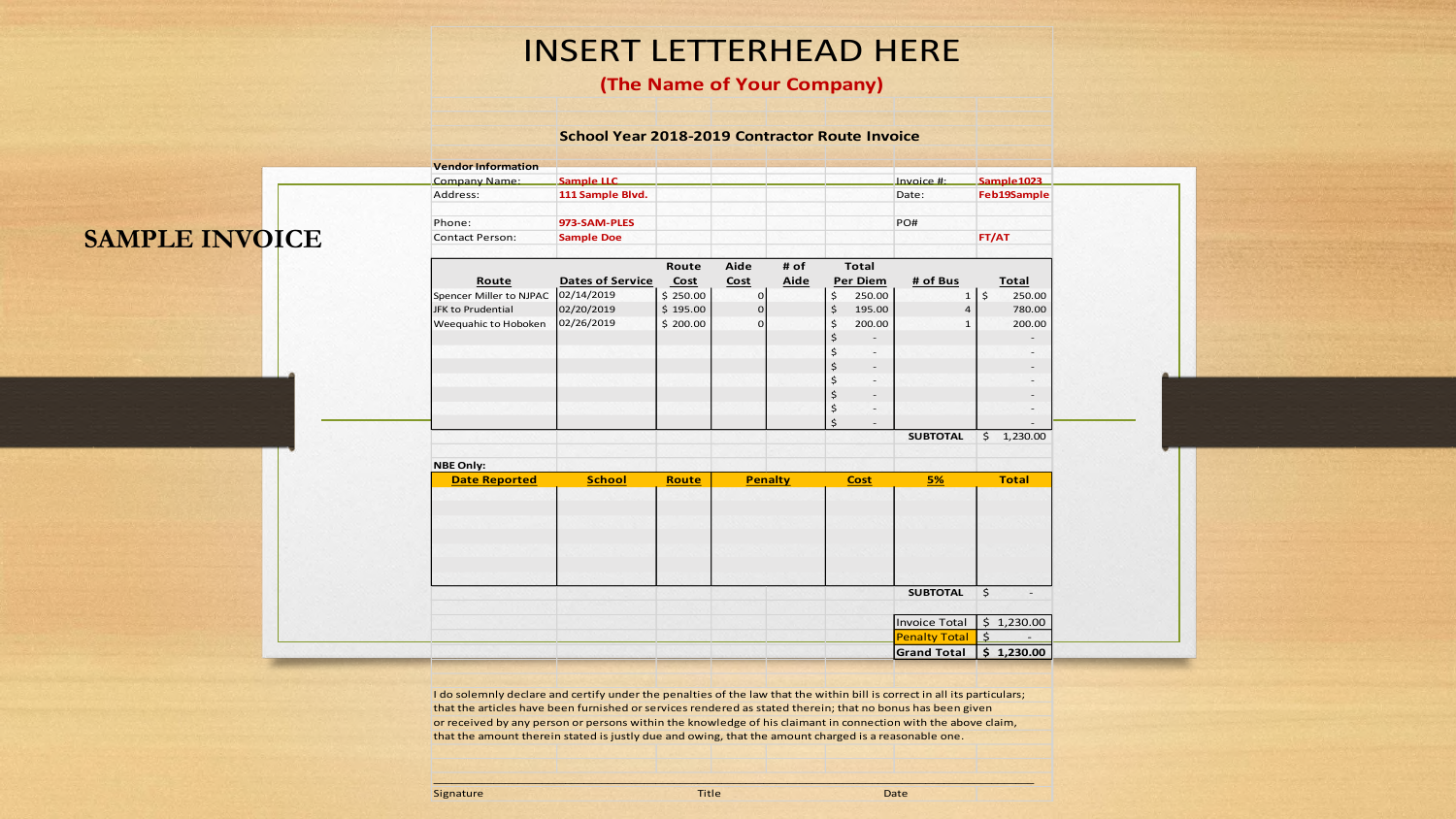# SAMPLE INVOICE

# INSERT LETTERHEAD HERE

**(The Name of Your Company)**

**School Year 2018-2019 Contractor Route Invoice**

**Vendor Information**

| | | | |
|---|---|---|---|
| Company Name: | **Sample LLC** | Invoice #: | **Sample1023** |
| Address: | **111 Sample Blvd.** | Date: | **Feb19Sample** |
| Phone: | **973-SAM-PLES** | PO# | |
| Contact Person: | **Sample Doe** | | **FT/AT** |

| Route | Dates of Service | Route Cost | Aide Cost | # of Aide | Total Per Diem | # of Bus | Total |
|---|---|---|---|---|---|---|---|
| Spencer Miller to NJPAC | 02/14/2019 | $ 250.00 | 0 | | $ 250.00 | 1 | $ 250.00 |
| JFK to Prudential | 02/20/2019 | $ 195.00 | 0 | | $ 195.00 | 4 | 780.00 |
| Weequahic to Hoboken | 02/26/2019 | $ 200.00 | 0 | | $ 200.00 | 1 | 200.00 |
| | | | | | $ - | | - |
| | | | | | $ - | | - |
| | | | | | $ - | | - |
| | | | | | $ - | | - |
| | | | | | $ - | | - |
| | | | | | $ - | | - |
| | | | | | $ - | | - |
| | | | | | | **SUBTOTAL** | $ 1,230.00 |

**NBE Only:**

| Date Reported | School | Route | Penalty | Cost | 5% | Total |
|---|---|---|---|---|---|---|
| | | | | | | |
| | | | | | **SUBTOTAL** | $ - |

| | |
|---|---|
| Invoice Total | $ 1,230.00 |
| Penalty Total | $ - |
| **Grand Total** | **$ 1,230.00** |

I do solemnly declare and certify under the penalties of the law that the within bill is correct in all its particulars; that the articles have been furnished or services rendered as stated therein; that no bonus has been given or received by any person or persons within the knowledge of his claimant in connection with the above claim, that the amount therein stated is justly due and owing, that the amount charged is a reasonable one.

Signature　　　　　　　　　　Title　　　　　　　　　　Date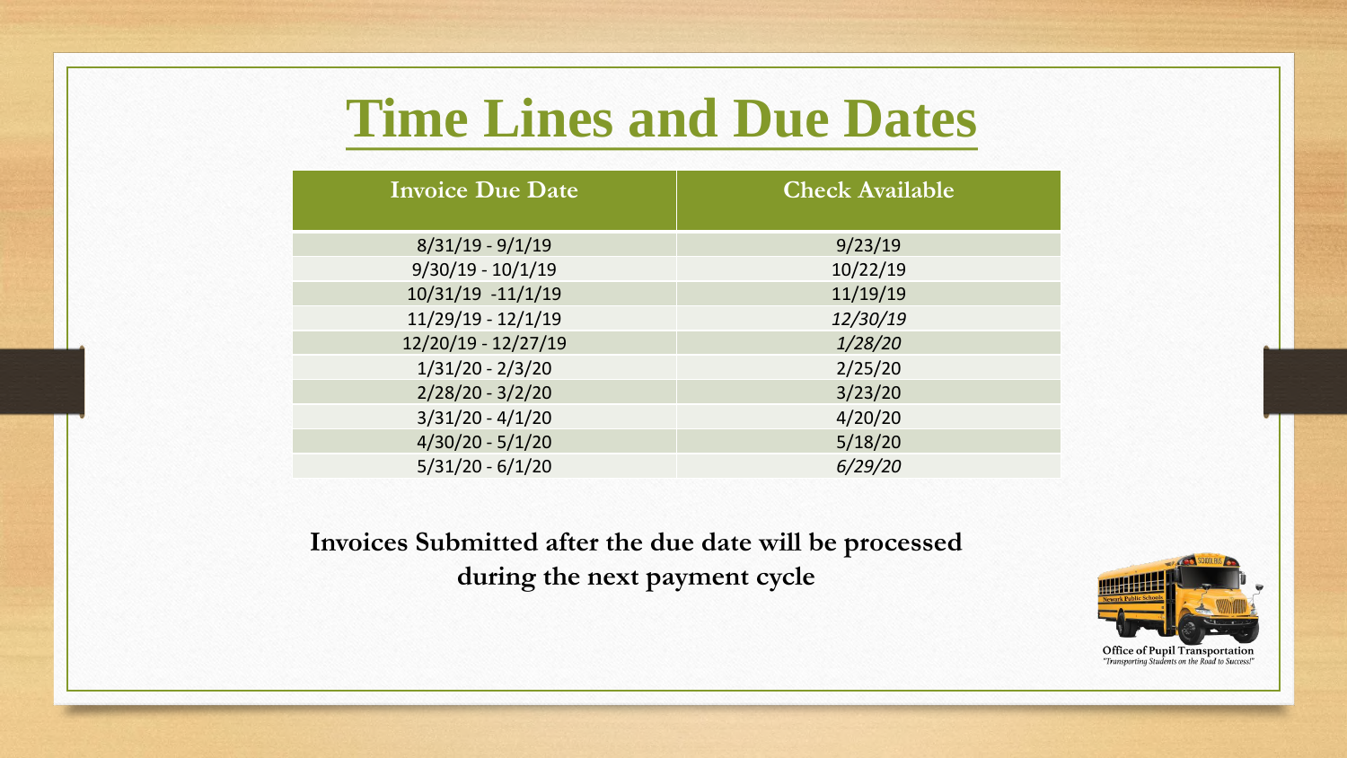# Time Lines and Due Dates

| Invoice Due Date | Check Available |
|---|---|
| 8/31/19 - 9/1/19 | 9/23/19 |
| 9/30/19 - 10/1/19 | 10/22/19 |
| 10/31/19 -11/1/19 | 11/19/19 |
| 11/29/19 - 12/1/19 | *12/30/19* |
| 12/20/19 - 12/27/19 | *1/28/20* |
| 1/31/20 - 2/3/20 | 2/25/20 |
| 2/28/20 - 3/2/20 | 3/23/20 |
| 3/31/20 - 4/1/20 | 4/20/20 |
| 4/30/20 - 5/1/20 | 5/18/20 |
| 5/31/20 - 6/1/20 | *6/29/20* |

**Invoices Submitted after the due date will be processed during the next payment cycle**

Office of Pupil Transportation
*"Transporting Students on the Road to Success!"*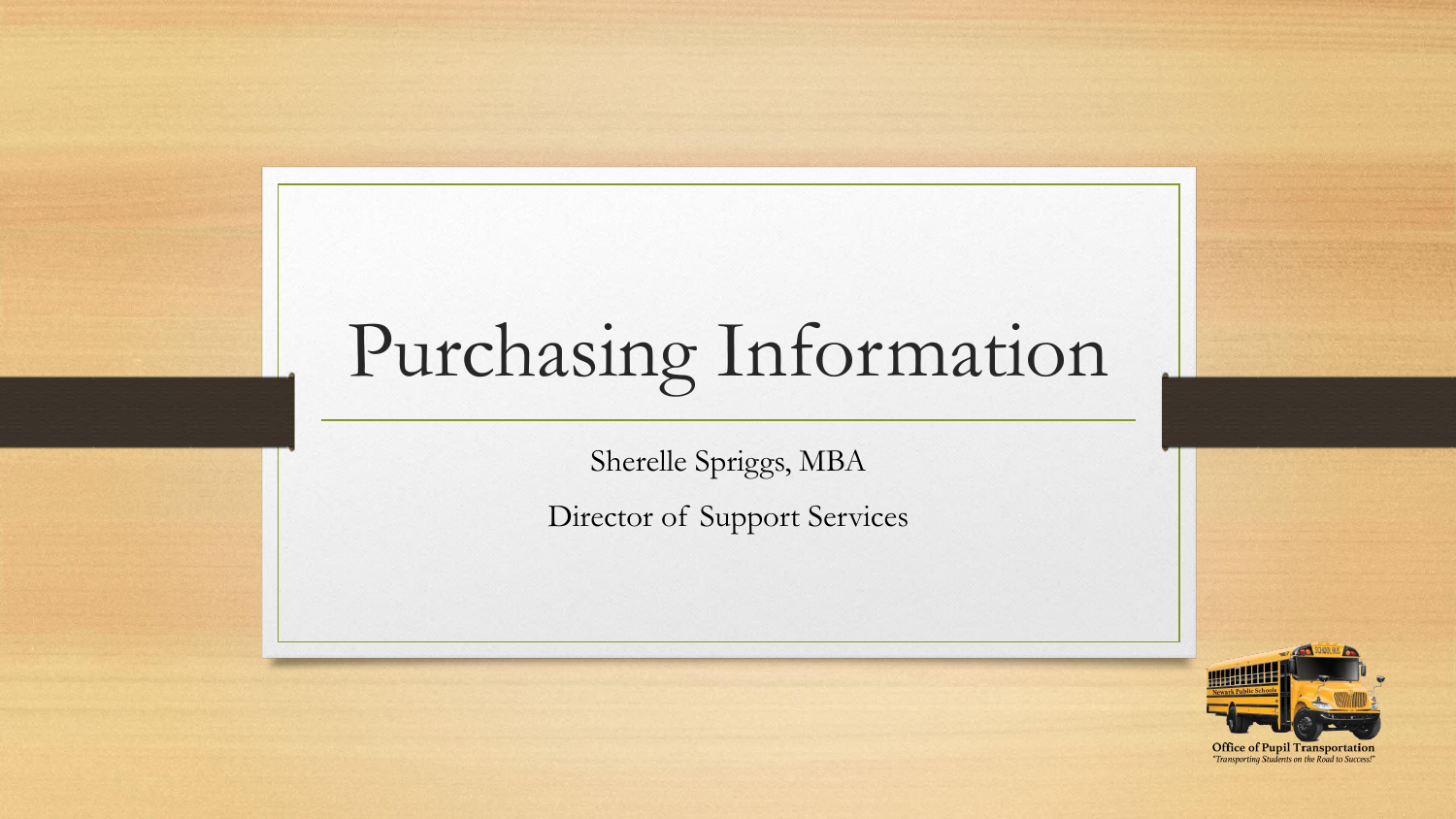# Purchasing Information

Sherelle Spriggs, MBA

Director of Support Services

Office of Pupil Transportation

*"Transporting Students on the Road to Success!"*